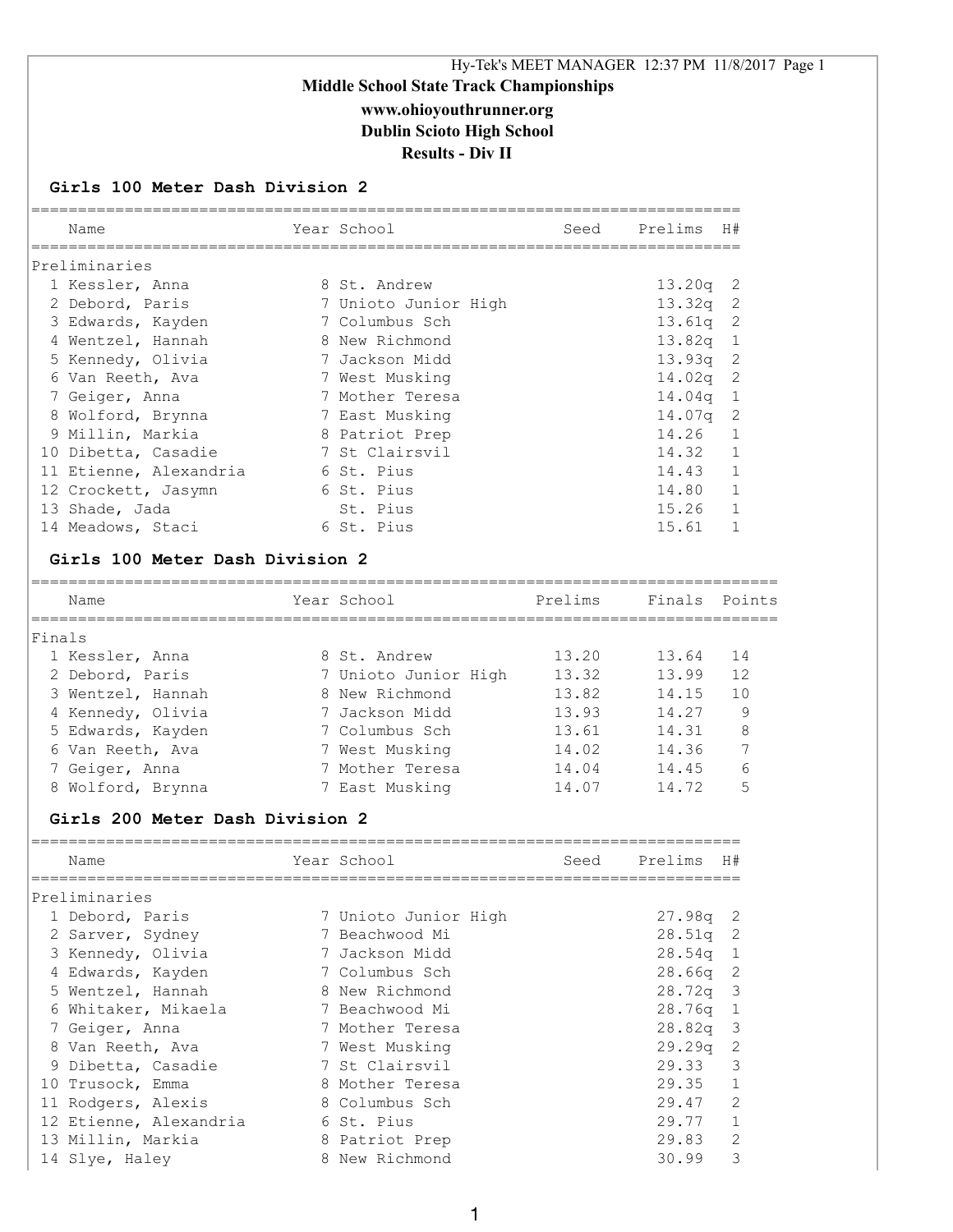Middle School State Track Championships

www.ohioyouthrunner.org

Dublin Scioto High School

Results - Div II

## Girls 100 Meter Dash Division 2

Preliminaries

| | Name | Year | School | Seed | Prelims | H# |
|---|---|---|---|---|---|---|
| 1 | Kessler, Anna | 8 | St. Andrew | | 13.20q | 2 |
| 2 | Debord, Paris | 7 | Unioto Junior High | | 13.32q | 2 |
| 3 | Edwards, Kayden | 7 | Columbus Sch | | 13.61q | 2 |
| 4 | Wentzel, Hannah | 8 | New Richmond | | 13.82q | 1 |
| 5 | Kennedy, Olivia | 7 | Jackson Midd | | 13.93q | 2 |
| 6 | Van Reeth, Ava | 7 | West Musking | | 14.02q | 2 |
| 7 | Geiger, Anna | 7 | Mother Teresa | | 14.04q | 1 |
| 8 | Wolford, Brynna | 7 | East Musking | | 14.07q | 2 |
| 9 | Millin, Markia | 8 | Patriot Prep | | 14.26 | 1 |
| 10 | Dibetta, Casadie | 7 | St Clairsvil | | 14.32 | 1 |
| 11 | Etienne, Alexandria | 6 | St. Pius | | 14.43 | 1 |
| 12 | Crockett, Jasymn | 6 | St. Pius | | 14.80 | 1 |
| 13 | Shade, Jada | | St. Pius | | 15.26 | 1 |
| 14 | Meadows, Staci | 6 | St. Pius | | 15.61 | 1 |

## Girls 100 Meter Dash Division 2

Finals

| | Name | Year | School | Prelims | Finals | Points |
|---|---|---|---|---|---|---|
| 1 | Kessler, Anna | 8 | St. Andrew | 13.20 | 13.64 | 14 |
| 2 | Debord, Paris | 7 | Unioto Junior High | 13.32 | 13.99 | 12 |
| 3 | Wentzel, Hannah | 8 | New Richmond | 13.82 | 14.15 | 10 |
| 4 | Kennedy, Olivia | 7 | Jackson Midd | 13.93 | 14.27 | 9 |
| 5 | Edwards, Kayden | 7 | Columbus Sch | 13.61 | 14.31 | 8 |
| 6 | Van Reeth, Ava | 7 | West Musking | 14.02 | 14.36 | 7 |
| 7 | Geiger, Anna | 7 | Mother Teresa | 14.04 | 14.45 | 6 |
| 8 | Wolford, Brynna | 7 | East Musking | 14.07 | 14.72 | 5 |

## Girls 200 Meter Dash Division 2

Preliminaries

| | Name | Year | School | Seed | Prelims | H# |
|---|---|---|---|---|---|---|
| 1 | Debord, Paris | 7 | Unioto Junior High | | 27.98q | 2 |
| 2 | Sarver, Sydney | 7 | Beachwood Mi | | 28.51q | 2 |
| 3 | Kennedy, Olivia | 7 | Jackson Midd | | 28.54q | 1 |
| 4 | Edwards, Kayden | 7 | Columbus Sch | | 28.66q | 2 |
| 5 | Wentzel, Hannah | 8 | New Richmond | | 28.72q | 3 |
| 6 | Whitaker, Mikaela | 7 | Beachwood Mi | | 28.76q | 1 |
| 7 | Geiger, Anna | 7 | Mother Teresa | | 28.82q | 3 |
| 8 | Van Reeth, Ava | 7 | West Musking | | 29.29q | 2 |
| 9 | Dibetta, Casadie | 7 | St Clairsvil | | 29.33 | 3 |
| 10 | Trusock, Emma | 8 | Mother Teresa | | 29.35 | 1 |
| 11 | Rodgers, Alexis | 8 | Columbus Sch | | 29.47 | 2 |
| 12 | Etienne, Alexandria | 6 | St. Pius | | 29.77 | 1 |
| 13 | Millin, Markia | 8 | Patriot Prep | | 29.83 | 2 |
| 14 | Slye, Haley | 8 | New Richmond | | 30.99 | 3 |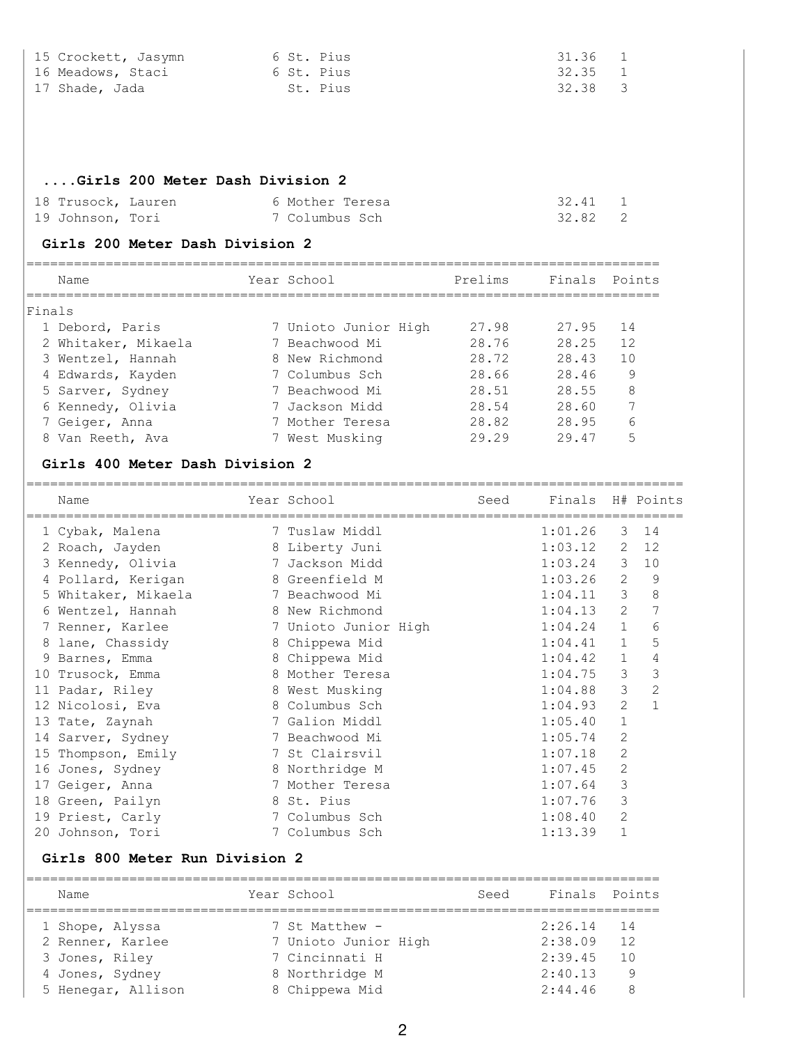| | Name | Year | School | Finals | Points |
|---|---|---|---|---|---|
| 15 | Crockett, Jasymn | 6 | St. Pius | 31.36 | 1 |
| 16 | Meadows, Staci | 6 | St. Pius | 32.35 | 1 |
| 17 | Shade, Jada | | St. Pius | 32.38 | 3 |

## ....Girls 200 Meter Dash Division 2

| | Name | Year | School | Finals | Points |
|---|---|---|---|---|---|
| 18 | Trusock, Lauren | 6 | Mother Teresa | 32.41 | 1 |
| 19 | Johnson, Tori | 7 | Columbus Sch | 32.82 | 2 |

## Girls 200 Meter Dash Division 2

Finals

| | Name | Year | School | Prelims | Finals | Points |
|---|---|---|---|---|---|---|
| 1 | Debord, Paris | 7 | Unioto Junior High | 27.98 | 27.95 | 14 |
| 2 | Whitaker, Mikaela | 7 | Beachwood Mi | 28.76 | 28.25 | 12 |
| 3 | Wentzel, Hannah | 8 | New Richmond | 28.72 | 28.43 | 10 |
| 4 | Edwards, Kayden | 7 | Columbus Sch | 28.66 | 28.46 | 9 |
| 5 | Sarver, Sydney | 7 | Beachwood Mi | 28.51 | 28.55 | 8 |
| 6 | Kennedy, Olivia | 7 | Jackson Midd | 28.54 | 28.60 | 7 |
| 7 | Geiger, Anna | 7 | Mother Teresa | 28.82 | 28.95 | 6 |
| 8 | Van Reeth, Ava | 7 | West Musking | 29.29 | 29.47 | 5 |

## Girls 400 Meter Dash Division 2

| | Name | Year | School | Seed | Finals | H# | Points |
|---|---|---|---|---|---|---|---|
| 1 | Cybak, Malena | 7 | Tuslaw Middl | | 1:01.26 | 3 | 14 |
| 2 | Roach, Jayden | 8 | Liberty Juni | | 1:03.12 | 2 | 12 |
| 3 | Kennedy, Olivia | 7 | Jackson Midd | | 1:03.24 | 3 | 10 |
| 4 | Pollard, Kerigan | 8 | Greenfield M | | 1:03.26 | 2 | 9 |
| 5 | Whitaker, Mikaela | 7 | Beachwood Mi | | 1:04.11 | 3 | 8 |
| 6 | Wentzel, Hannah | 8 | New Richmond | | 1:04.13 | 2 | 7 |
| 7 | Renner, Karlee | 7 | Unioto Junior High | | 1:04.24 | 1 | 6 |
| 8 | lane, Chassidy | 8 | Chippewa Mid | | 1:04.41 | 1 | 5 |
| 9 | Barnes, Emma | 8 | Chippewa Mid | | 1:04.42 | 1 | 4 |
| 10 | Trusock, Emma | 8 | Mother Teresa | | 1:04.75 | 3 | 3 |
| 11 | Padar, Riley | 8 | West Musking | | 1:04.88 | 3 | 2 |
| 12 | Nicolosi, Eva | 8 | Columbus Sch | | 1:04.93 | 2 | 1 |
| 13 | Tate, Zaynah | 7 | Galion Middl | | 1:05.40 | 1 | |
| 14 | Sarver, Sydney | 7 | Beachwood Mi | | 1:05.74 | 2 | |
| 15 | Thompson, Emily | 7 | St Clairsvil | | 1:07.18 | 2 | |
| 16 | Jones, Sydney | 8 | Northridge M | | 1:07.45 | 2 | |
| 17 | Geiger, Anna | 7 | Mother Teresa | | 1:07.64 | 3 | |
| 18 | Green, Pailyn | 8 | St. Pius | | 1:07.76 | 3 | |
| 19 | Priest, Carly | 7 | Columbus Sch | | 1:08.40 | 2 | |
| 20 | Johnson, Tori | 7 | Columbus Sch | | 1:13.39 | 1 | |

## Girls 800 Meter Run Division 2

| | Name | Year | School | Seed | Finals | Points |
|---|---|---|---|---|---|---|
| 1 | Shope, Alyssa | 7 | St Matthew - | | 2:26.14 | 14 |
| 2 | Renner, Karlee | 7 | Unioto Junior High | | 2:38.09 | 12 |
| 3 | Jones, Riley | 7 | Cincinnati H | | 2:39.45 | 10 |
| 4 | Jones, Sydney | 8 | Northridge M | | 2:40.13 | 9 |
| 5 | Henegar, Allison | 8 | Chippewa Mid | | 2:44.46 | 8 |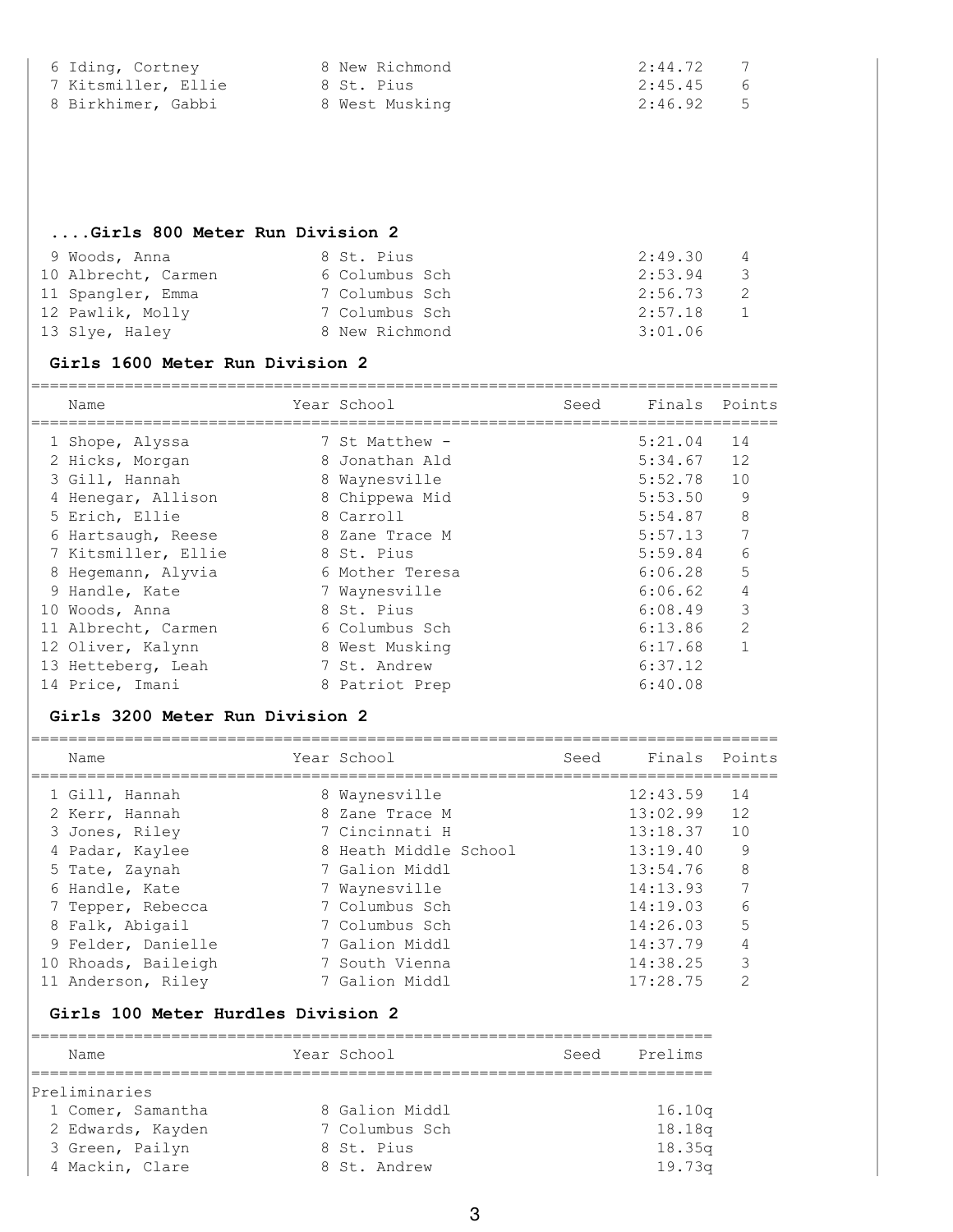| Name | Year | School | Seed | Finals | Points |
|---|---|---|---|---|---|
| 6 Iding, Cortney | 8 | New Richmond | | 2:44.72 | 7 |
| 7 Kitsmiller, Ellie | 8 | St. Pius | | 2:45.45 | 6 |
| 8 Birkhimer, Gabbi | 8 | West Musking | | 2:46.92 | 5 |

### ....Girls 800 Meter Run Division 2

| Name | Year | School | Seed | Finals | Points |
|---|---|---|---|---|---|
| 9 Woods, Anna | 8 | St. Pius | | 2:49.30 | 4 |
| 10 Albrecht, Carmen | 6 | Columbus Sch | | 2:53.94 | 3 |
| 11 Spangler, Emma | 7 | Columbus Sch | | 2:56.73 | 2 |
| 12 Pawlik, Molly | 7 | Columbus Sch | | 2:57.18 | 1 |
| 13 Slye, Haley | 8 | New Richmond | | 3:01.06 | |

### Girls 1600 Meter Run Division 2

| Name | Year | School | Seed | Finals | Points |
|---|---|---|---|---|---|
| 1 Shope, Alyssa | 7 | St Matthew - | | 5:21.04 | 14 |
| 2 Hicks, Morgan | 8 | Jonathan Ald | | 5:34.67 | 12 |
| 3 Gill, Hannah | 8 | Waynesville | | 5:52.78 | 10 |
| 4 Henegar, Allison | 8 | Chippewa Mid | | 5:53.50 | 9 |
| 5 Erich, Ellie | 8 | Carroll | | 5:54.87 | 8 |
| 6 Hartsaugh, Reese | 8 | Zane Trace M | | 5:57.13 | 7 |
| 7 Kitsmiller, Ellie | 8 | St. Pius | | 5:59.84 | 6 |
| 8 Hegemann, Alyvia | 6 | Mother Teresa | | 6:06.28 | 5 |
| 9 Handle, Kate | 7 | Waynesville | | 6:06.62 | 4 |
| 10 Woods, Anna | 8 | St. Pius | | 6:08.49 | 3 |
| 11 Albrecht, Carmen | 6 | Columbus Sch | | 6:13.86 | 2 |
| 12 Oliver, Kalynn | 8 | West Musking | | 6:17.68 | 1 |
| 13 Hetteberg, Leah | 7 | St. Andrew | | 6:37.12 | |
| 14 Price, Imani | 8 | Patriot Prep | | 6:40.08 | |

### Girls 3200 Meter Run Division 2

| Name | Year | School | Seed | Finals | Points |
|---|---|---|---|---|---|
| 1 Gill, Hannah | 8 | Waynesville | | 12:43.59 | 14 |
| 2 Kerr, Hannah | 8 | Zane Trace M | | 13:02.99 | 12 |
| 3 Jones, Riley | 7 | Cincinnati H | | 13:18.37 | 10 |
| 4 Padar, Kaylee | 8 | Heath Middle School | | 13:19.40 | 9 |
| 5 Tate, Zaynah | 7 | Galion Middl | | 13:54.76 | 8 |
| 6 Handle, Kate | 7 | Waynesville | | 14:13.93 | 7 |
| 7 Tepper, Rebecca | 7 | Columbus Sch | | 14:19.03 | 6 |
| 8 Falk, Abigail | 7 | Columbus Sch | | 14:26.03 | 5 |
| 9 Felder, Danielle | 7 | Galion Middl | | 14:37.79 | 4 |
| 10 Rhoads, Baileigh | 7 | South Vienna | | 14:38.25 | 3 |
| 11 Anderson, Riley | 7 | Galion Middl | | 17:28.75 | 2 |

### Girls 100 Meter Hurdles Division 2

| Name | Year | School | Seed | Prelims |
|---|---|---|---|---|
| **Preliminaries** | | | | |
| 1 Comer, Samantha | 8 | Galion Middl | | 16.10q |
| 2 Edwards, Kayden | 7 | Columbus Sch | | 18.18q |
| 3 Green, Pailyn | 8 | St. Pius | | 18.35q |
| 4 Mackin, Clare | 8 | St. Andrew | | 19.73q |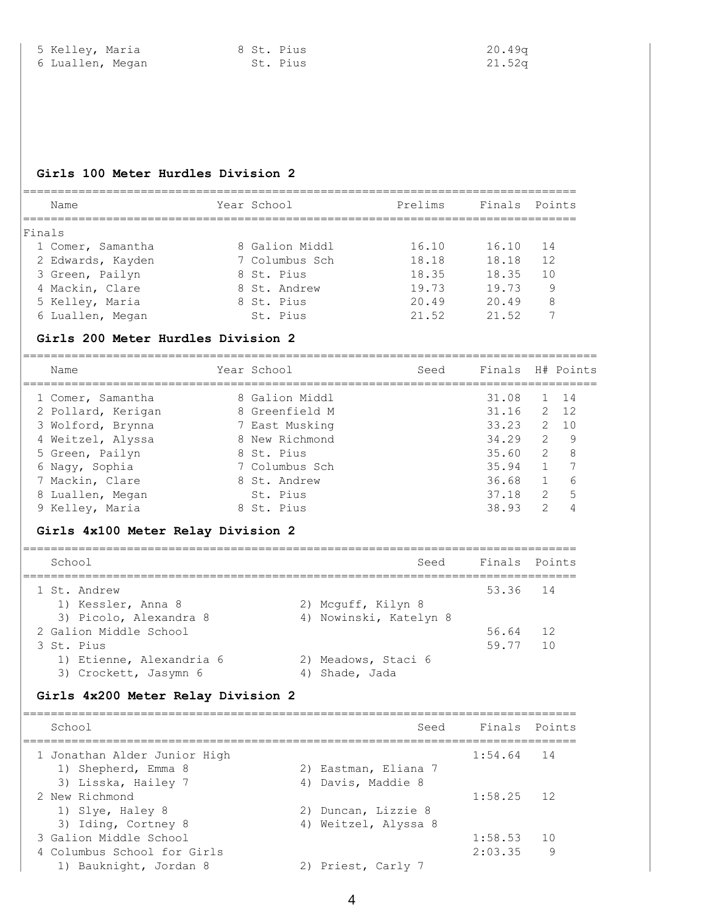| | Name | Year | School | Prelims | Finals |
|---|---|---|---|---|---|
| 5 | Kelley, Maria | 8 | St. Pius | | 20.49q |
| 6 | Luallen, Megan | | St. Pius | | 21.52q |

## Girls 100 Meter Hurdles Division 2

| | Name | Year | School | Prelims | Finals | Points |
|---|---|---|---|---|---|---|
| **Finals** | | | | | | |
| 1 | Comer, Samantha | 8 | Galion Middl | 16.10 | 16.10 | 14 |
| 2 | Edwards, Kayden | 7 | Columbus Sch | 18.18 | 18.18 | 12 |
| 3 | Green, Pailyn | 8 | St. Pius | 18.35 | 18.35 | 10 |
| 4 | Mackin, Clare | 8 | St. Andrew | 19.73 | 19.73 | 9 |
| 5 | Kelley, Maria | 8 | St. Pius | 20.49 | 20.49 | 8 |
| 6 | Luallen, Megan | | St. Pius | 21.52 | 21.52 | 7 |

## Girls 200 Meter Hurdles Division 2

| | Name | Year | School | Seed | Finals | H# | Points |
|---|---|---|---|---|---|---|---|
| 1 | Comer, Samantha | 8 | Galion Middl | | 31.08 | 1 | 14 |
| 2 | Pollard, Kerigan | 8 | Greenfield M | | 31.16 | 2 | 12 |
| 3 | Wolford, Brynna | 7 | East Musking | | 33.23 | 2 | 10 |
| 4 | Weitzel, Alyssa | 8 | New Richmond | | 34.29 | 2 | 9 |
| 5 | Green, Pailyn | 8 | St. Pius | | 35.60 | 2 | 8 |
| 6 | Nagy, Sophia | 7 | Columbus Sch | | 35.94 | 1 | 7 |
| 7 | Mackin, Clare | 8 | St. Andrew | | 36.68 | 1 | 6 |
| 8 | Luallen, Megan | | St. Pius | | 37.18 | 2 | 5 |
| 9 | Kelley, Maria | 8 | St. Pius | | 38.93 | 2 | 4 |

## Girls 4x100 Meter Relay Division 2

| | School | Seed | Finals | Points |
|---|---|---|---|---|
| 1 | St. Andrew | | 53.36 | 14 |
| | 1) Kessler, Anna 8; 2) Mcguff, Kilyn 8; 3) Picolo, Alexandra 8; 4) Nowinski, Katelyn 8 | | | |
| 2 | Galion Middle School | | 56.64 | 12 |
| 3 | St. Pius | | 59.77 | 10 |
| | 1) Etienne, Alexandria 6; 2) Meadows, Staci 6; 3) Crockett, Jasymn 6; 4) Shade, Jada | | | |

## Girls 4x200 Meter Relay Division 2

| | School | Seed | Finals | Points |
|---|---|---|---|---|
| 1 | Jonathan Alder Junior High | | 1:54.64 | 14 |
| | 1) Shepherd, Emma 8; 2) Eastman, Eliana 7; 3) Lisska, Hailey 7; 4) Davis, Maddie 8 | | | |
| 2 | New Richmond | | 1:58.25 | 12 |
| | 1) Slye, Haley 8; 2) Duncan, Lizzie 8; 3) Iding, Cortney 8; 4) Weitzel, Alyssa 8 | | | |
| 3 | Galion Middle School | | 1:58.53 | 10 |
| 4 | Columbus School for Girls | | 2:03.35 | 9 |
| | 1) Bauknight, Jordan 8; 2) Priest, Carly 7 | | | |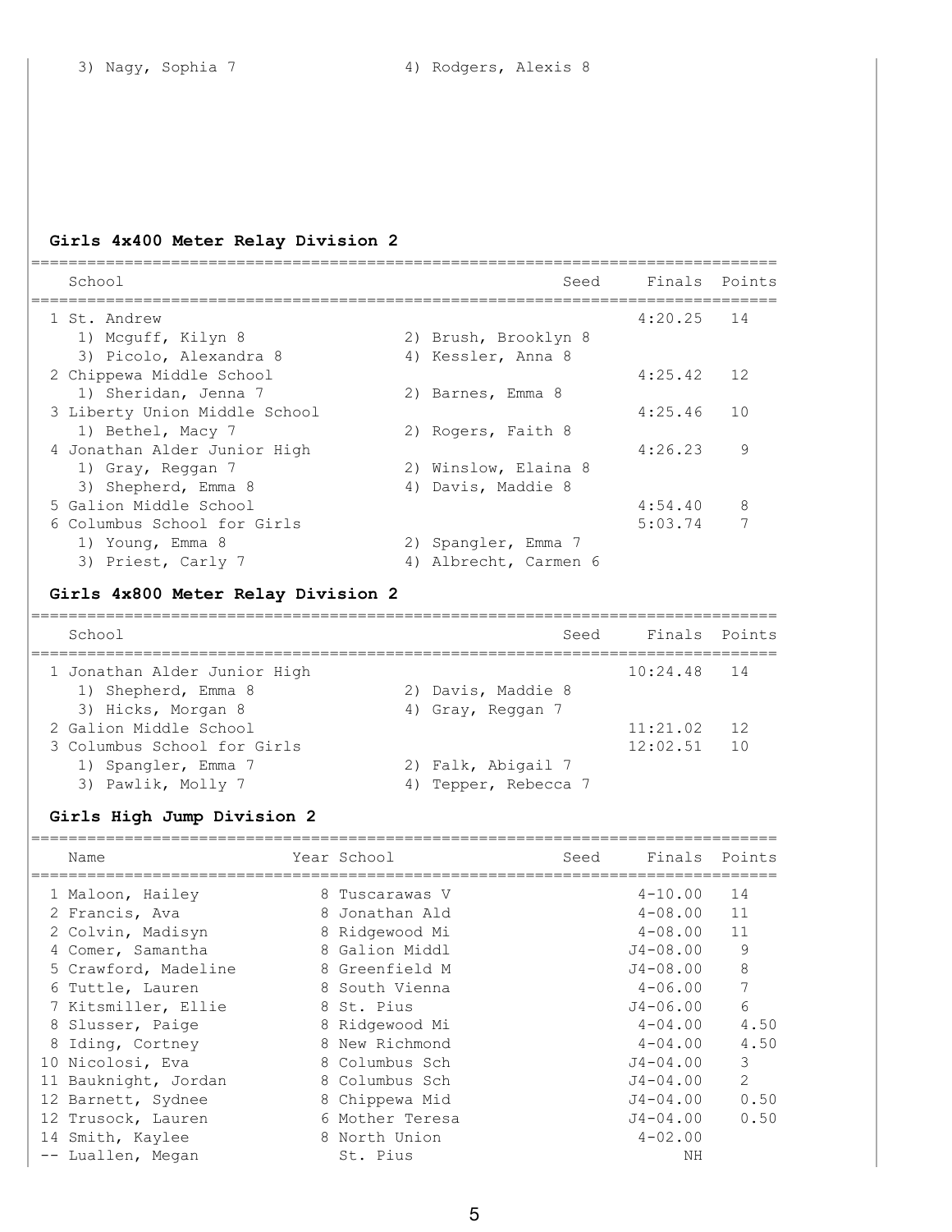3) Nagy, Sophia 7 | 4) Rodgers, Alexis 8

## Girls 4x400 Meter Relay Division 2

| | School | | Seed | Finals | Points |
|---|---|---|---|---|---|
| 1 | St. Andrew | | | 4:20.25 | 14 |
| | 1) Mcguff, Kilyn 8 | 2) Brush, Brooklyn 8 | | | |
| | 3) Picolo, Alexandra 8 | 4) Kessler, Anna 8 | | | |
| 2 | Chippewa Middle School | | | 4:25.42 | 12 |
| | 1) Sheridan, Jenna 7 | 2) Barnes, Emma 8 | | | |
| 3 | Liberty Union Middle School | | | 4:25.46 | 10 |
| | 1) Bethel, Macy 7 | 2) Rogers, Faith 8 | | | |
| 4 | Jonathan Alder Junior High | | | 4:26.23 | 9 |
| | 1) Gray, Reggan 7 | 2) Winslow, Elaina 8 | | | |
| | 3) Shepherd, Emma 8 | 4) Davis, Maddie 8 | | | |
| 5 | Galion Middle School | | | 4:54.40 | 8 |
| 6 | Columbus School for Girls | | | 5:03.74 | 7 |
| | 1) Young, Emma 8 | 2) Spangler, Emma 7 | | | |
| | 3) Priest, Carly 7 | 4) Albrecht, Carmen 6 | | | |

## Girls 4x800 Meter Relay Division 2

| | School | | Seed | Finals | Points |
|---|---|---|---|---|---|
| 1 | Jonathan Alder Junior High | | | 10:24.48 | 14 |
| | 1) Shepherd, Emma 8 | 2) Davis, Maddie 8 | | | |
| | 3) Hicks, Morgan 8 | 4) Gray, Reggan 7 | | | |
| 2 | Galion Middle School | | | 11:21.02 | 12 |
| 3 | Columbus School for Girls | | | 12:02.51 | 10 |
| | 1) Spangler, Emma 7 | 2) Falk, Abigail 7 | | | |
| | 3) Pawlik, Molly 7 | 4) Tepper, Rebecca 7 | | | |

## Girls High Jump Division 2

| | Name | Year | School | Seed | Finals | Points |
|---|---|---|---|---|---|---|
| 1 | Maloon, Hailey | 8 | Tuscarawas V | | 4-10.00 | 14 |
| 2 | Francis, Ava | 8 | Jonathan Ald | | 4-08.00 | 11 |
| 2 | Colvin, Madisyn | 8 | Ridgewood Mi | | 4-08.00 | 11 |
| 4 | Comer, Samantha | 8 | Galion Middl | | J4-08.00 | 9 |
| 5 | Crawford, Madeline | 8 | Greenfield M | | J4-08.00 | 8 |
| 6 | Tuttle, Lauren | 8 | South Vienna | | 4-06.00 | 7 |
| 7 | Kitsmiller, Ellie | 8 | St. Pius | | J4-06.00 | 6 |
| 8 | Slusser, Paige | 8 | Ridgewood Mi | | 4-04.00 | 4.50 |
| 8 | Iding, Cortney | 8 | New Richmond | | 4-04.00 | 4.50 |
| 10 | Nicolosi, Eva | 8 | Columbus Sch | | J4-04.00 | 3 |
| 11 | Bauknight, Jordan | 8 | Columbus Sch | | J4-04.00 | 2 |
| 12 | Barnett, Sydnee | 8 | Chippewa Mid | | J4-04.00 | 0.50 |
| 12 | Trusock, Lauren | 6 | Mother Teresa | | J4-04.00 | 0.50 |
| 14 | Smith, Kaylee | 8 | North Union | | 4-02.00 | |
| -- | Luallen, Megan | | St. Pius | | NH | |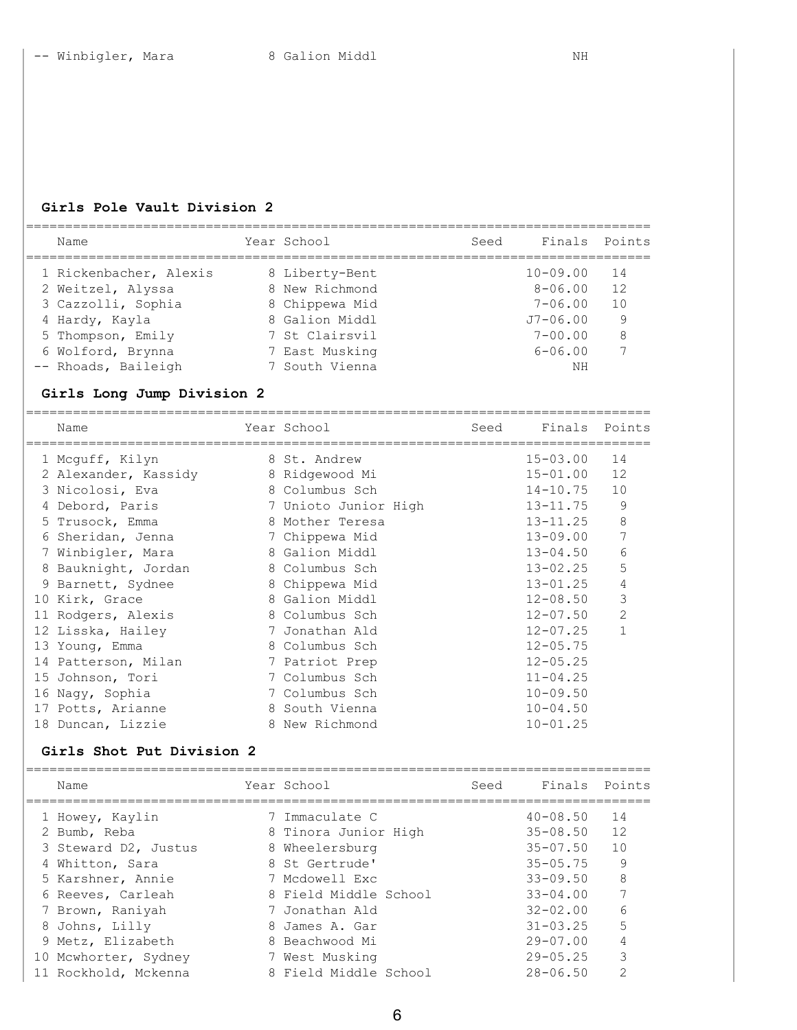| Name | Year | School | Seed | Finals | Points |
|---|---|---|---|---|---|
| -- Winbigler, Mara | 8 | Galion Middl | | NH | |

## Girls Pole Vault Division 2

| Name | Year | School | Seed | Finals | Points |
|---|---|---|---|---|---|
| 1 Rickenbacher, Alexis | 8 | Liberty-Bent | | 10-09.00 | 14 |
| 2 Weitzel, Alyssa | 8 | New Richmond | | 8-06.00 | 12 |
| 3 Cazzolli, Sophia | 8 | Chippewa Mid | | 7-06.00 | 10 |
| 4 Hardy, Kayla | 8 | Galion Middl | | J7-06.00 | 9 |
| 5 Thompson, Emily | 7 | St Clairsvil | | 7-00.00 | 8 |
| 6 Wolford, Brynna | 7 | East Musking | | 6-06.00 | 7 |
| -- Rhoads, Baileigh | 7 | South Vienna | | NH | |

## Girls Long Jump Division 2

| Name | Year | School | Seed | Finals | Points |
|---|---|---|---|---|---|
| 1 Mcguff, Kilyn | 8 | St. Andrew | | 15-03.00 | 14 |
| 2 Alexander, Kassidy | 8 | Ridgewood Mi | | 15-01.00 | 12 |
| 3 Nicolosi, Eva | 8 | Columbus Sch | | 14-10.75 | 10 |
| 4 Debord, Paris | 7 | Unioto Junior High | | 13-11.75 | 9 |
| 5 Trusock, Emma | 8 | Mother Teresa | | 13-11.25 | 8 |
| 6 Sheridan, Jenna | 7 | Chippewa Mid | | 13-09.00 | 7 |
| 7 Winbigler, Mara | 8 | Galion Middl | | 13-04.50 | 6 |
| 8 Bauknight, Jordan | 8 | Columbus Sch | | 13-02.25 | 5 |
| 9 Barnett, Sydnee | 8 | Chippewa Mid | | 13-01.25 | 4 |
| 10 Kirk, Grace | 8 | Galion Middl | | 12-08.50 | 3 |
| 11 Rodgers, Alexis | 8 | Columbus Sch | | 12-07.50 | 2 |
| 12 Lisska, Hailey | 7 | Jonathan Ald | | 12-07.25 | 1 |
| 13 Young, Emma | 8 | Columbus Sch | | 12-05.75 | |
| 14 Patterson, Milan | 7 | Patriot Prep | | 12-05.25 | |
| 15 Johnson, Tori | 7 | Columbus Sch | | 11-04.25 | |
| 16 Nagy, Sophia | 7 | Columbus Sch | | 10-09.50 | |
| 17 Potts, Arianne | 8 | South Vienna | | 10-04.50 | |
| 18 Duncan, Lizzie | 8 | New Richmond | | 10-01.25 | |

## Girls Shot Put Division 2

| Name | Year | School | Seed | Finals | Points |
|---|---|---|---|---|---|
| 1 Howey, Kaylin | 7 | Immaculate C | | 40-08.50 | 14 |
| 2 Bumb, Reba | 8 | Tinora Junior High | | 35-08.50 | 12 |
| 3 Steward D2, Justus | 8 | Wheelersburg | | 35-07.50 | 10 |
| 4 Whitton, Sara | 8 | St Gertrude' | | 35-05.75 | 9 |
| 5 Karshner, Annie | 7 | Mcdowell Exc | | 33-09.50 | 8 |
| 6 Reeves, Carleah | 8 | Field Middle School | | 33-04.00 | 7 |
| 7 Brown, Raniyah | 7 | Jonathan Ald | | 32-02.00 | 6 |
| 8 Johns, Lilly | 8 | James A. Gar | | 31-03.25 | 5 |
| 9 Metz, Elizabeth | 8 | Beachwood Mi | | 29-07.00 | 4 |
| 10 Mcwhorter, Sydney | 7 | West Musking | | 29-05.25 | 3 |
| 11 Rockhold, Mckenna | 8 | Field Middle School | | 28-06.50 | 2 |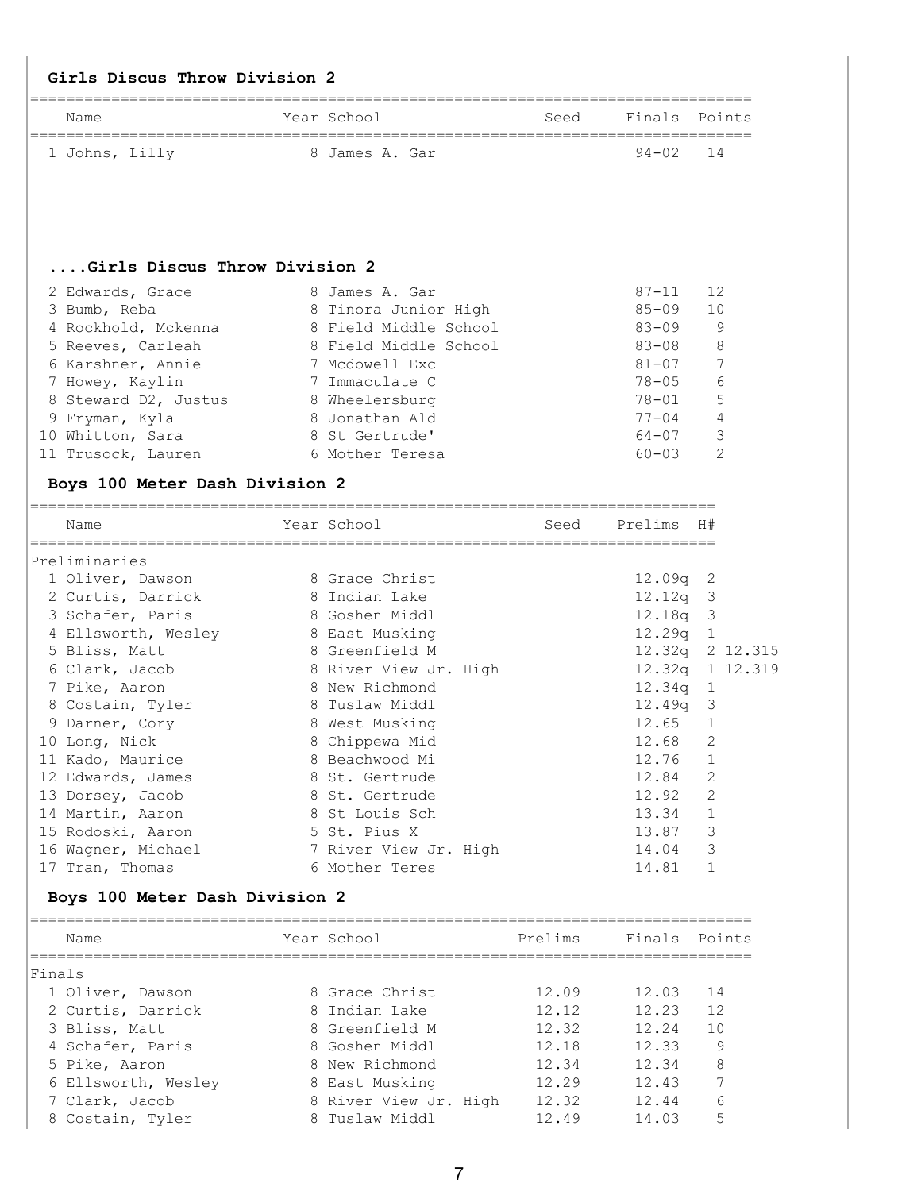## Girls Discus Throw Division 2

| | Name | Year | School | Seed | Finals | Points |
|---|---|---|---|---|---|---|
| 1 | Johns, Lilly | 8 | James A. Gar | | 94-02 | 14 |

## ....Girls Discus Throw Division 2

| | Name | Year | School | Seed | Finals | Points |
|---|---|---|---|---|---|---|
| 2 | Edwards, Grace | 8 | James A. Gar | | 87-11 | 12 |
| 3 | Bumb, Reba | 8 | Tinora Junior High | | 85-09 | 10 |
| 4 | Rockhold, Mckenna | 8 | Field Middle School | | 83-09 | 9 |
| 5 | Reeves, Carleah | 8 | Field Middle School | | 83-08 | 8 |
| 6 | Karshner, Annie | 7 | Mcdowell Exc | | 81-07 | 7 |
| 7 | Howey, Kaylin | 7 | Immaculate C | | 78-05 | 6 |
| 8 | Steward D2, Justus | 8 | Wheelersburg | | 78-01 | 5 |
| 9 | Fryman, Kyla | 8 | Jonathan Ald | | 77-04 | 4 |
| 10 | Whitton, Sara | 8 | St Gertrude' | | 64-07 | 3 |
| 11 | Trusock, Lauren | 6 | Mother Teresa | | 60-03 | 2 |

## Boys 100 Meter Dash Division 2

Preliminaries

| | Name | Year | School | Seed | Prelims | H# | |
|---|---|---|---|---|---|---|---|
| 1 | Oliver, Dawson | 8 | Grace Christ | | 12.09q | 2 | |
| 2 | Curtis, Darrick | 8 | Indian Lake | | 12.12q | 3 | |
| 3 | Schafer, Paris | 8 | Goshen Middl | | 12.18q | 3 | |
| 4 | Ellsworth, Wesley | 8 | East Musking | | 12.29q | 1 | |
| 5 | Bliss, Matt | 8 | Greenfield M | | 12.32q | 2 | 12.315 |
| 6 | Clark, Jacob | 8 | River View Jr. High | | 12.32q | 1 | 12.319 |
| 7 | Pike, Aaron | 8 | New Richmond | | 12.34q | 1 | |
| 8 | Costain, Tyler | 8 | Tuslaw Middl | | 12.49q | 3 | |
| 9 | Darner, Cory | 8 | West Musking | | 12.65 | 1 | |
| 10 | Long, Nick | 8 | Chippewa Mid | | 12.68 | 2 | |
| 11 | Kado, Maurice | 8 | Beachwood Mi | | 12.76 | 1 | |
| 12 | Edwards, James | 8 | St. Gertrude | | 12.84 | 2 | |
| 13 | Dorsey, Jacob | 8 | St. Gertrude | | 12.92 | 2 | |
| 14 | Martin, Aaron | 8 | St Louis Sch | | 13.34 | 1 | |
| 15 | Rodoski, Aaron | 5 | St. Pius X | | 13.87 | 3 | |
| 16 | Wagner, Michael | 7 | River View Jr. High | | 14.04 | 3 | |
| 17 | Tran, Thomas | 6 | Mother Teres | | 14.81 | 1 | |

## Boys 100 Meter Dash Division 2

Finals

| | Name | Year | School | Prelims | Finals | Points |
|---|---|---|---|---|---|---|
| 1 | Oliver, Dawson | 8 | Grace Christ | 12.09 | 12.03 | 14 |
| 2 | Curtis, Darrick | 8 | Indian Lake | 12.12 | 12.23 | 12 |
| 3 | Bliss, Matt | 8 | Greenfield M | 12.32 | 12.24 | 10 |
| 4 | Schafer, Paris | 8 | Goshen Middl | 12.18 | 12.33 | 9 |
| 5 | Pike, Aaron | 8 | New Richmond | 12.34 | 12.34 | 8 |
| 6 | Ellsworth, Wesley | 8 | East Musking | 12.29 | 12.43 | 7 |
| 7 | Clark, Jacob | 8 | River View Jr. High | 12.32 | 12.44 | 6 |
| 8 | Costain, Tyler | 8 | Tuslaw Middl | 12.49 | 14.03 | 5 |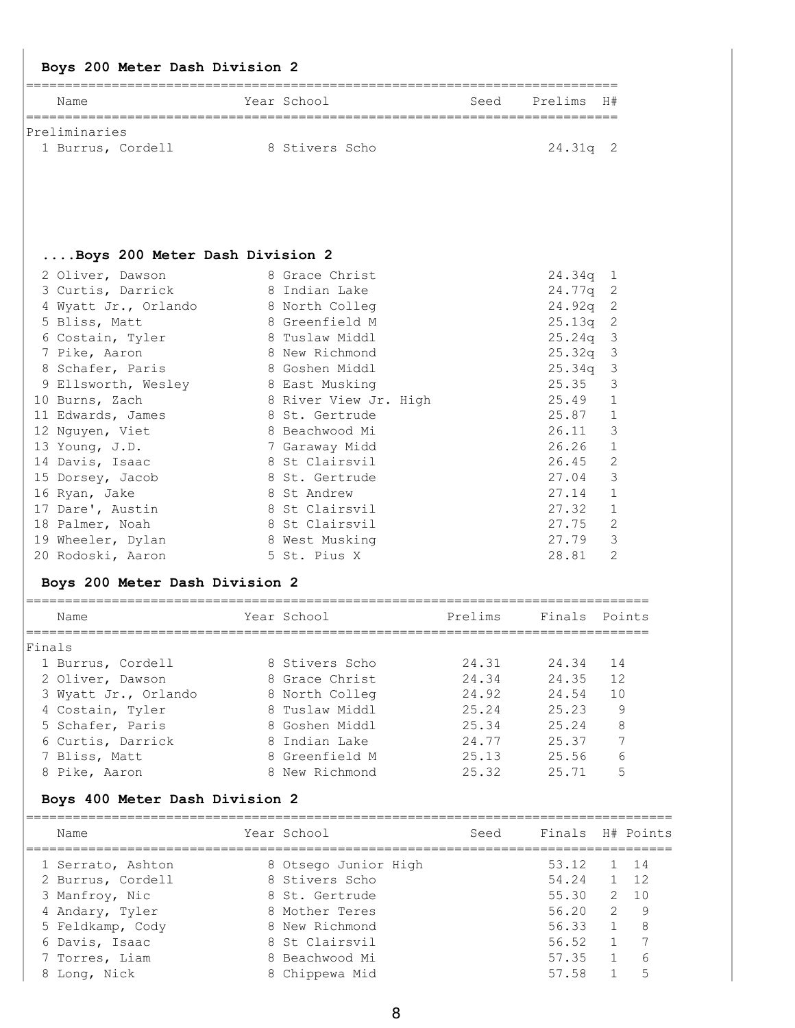### Boys 200 Meter Dash Division 2

| | Name | Year | School | Seed | Prelims | H# |
|---|---|---|---|---|---|---|
| **Preliminaries** | | | | | | |
| 1 | Burrus, Cordell | 8 | Stivers Scho | | 24.31q | 2 |
| 2 | Oliver, Dawson | 8 | Grace Christ | | 24.34q | 1 |
| 3 | Curtis, Darrick | 8 | Indian Lake | | 24.77q | 2 |
| 4 | Wyatt Jr., Orlando | 8 | North Colleg | | 24.92q | 2 |
| 5 | Bliss, Matt | 8 | Greenfield M | | 25.13q | 2 |
| 6 | Costain, Tyler | 8 | Tuslaw Middl | | 25.24q | 3 |
| 7 | Pike, Aaron | 8 | New Richmond | | 25.32q | 3 |
| 8 | Schafer, Paris | 8 | Goshen Middl | | 25.34q | 3 |
| 9 | Ellsworth, Wesley | 8 | East Musking | | 25.35 | 3 |
| 10 | Burns, Zach | 8 | River View Jr. High | | 25.49 | 1 |
| 11 | Edwards, James | 8 | St. Gertrude | | 25.87 | 1 |
| 12 | Nguyen, Viet | 8 | Beachwood Mi | | 26.11 | 3 |
| 13 | Young, J.D. | 7 | Garaway Midd | | 26.26 | 1 |
| 14 | Davis, Isaac | 8 | St Clairsvil | | 26.45 | 2 |
| 15 | Dorsey, Jacob | 8 | St. Gertrude | | 27.04 | 3 |
| 16 | Ryan, Jake | 8 | St Andrew | | 27.14 | 1 |
| 17 | Dare', Austin | 8 | St Clairsvil | | 27.32 | 1 |
| 18 | Palmer, Noah | 8 | St Clairsvil | | 27.75 | 2 |
| 19 | Wheeler, Dylan | 8 | West Musking | | 27.79 | 3 |
| 20 | Rodoski, Aaron | 5 | St. Pius X | | 28.81 | 2 |

### Boys 200 Meter Dash Division 2

| | Name | Year | School | Prelims | Finals | Points |
|---|---|---|---|---|---|---|
| **Finals** | | | | | | |
| 1 | Burrus, Cordell | 8 | Stivers Scho | 24.31 | 24.34 | 14 |
| 2 | Oliver, Dawson | 8 | Grace Christ | 24.34 | 24.35 | 12 |
| 3 | Wyatt Jr., Orlando | 8 | North Colleg | 24.92 | 24.54 | 10 |
| 4 | Costain, Tyler | 8 | Tuslaw Middl | 25.24 | 25.23 | 9 |
| 5 | Schafer, Paris | 8 | Goshen Middl | 25.34 | 25.24 | 8 |
| 6 | Curtis, Darrick | 8 | Indian Lake | 24.77 | 25.37 | 7 |
| 7 | Bliss, Matt | 8 | Greenfield M | 25.13 | 25.56 | 6 |
| 8 | Pike, Aaron | 8 | New Richmond | 25.32 | 25.71 | 5 |

### Boys 400 Meter Dash Division 2

| | Name | Year | School | Seed | Finals | H# | Points |
|---|---|---|---|---|---|---|---|
| 1 | Serrato, Ashton | 8 | Otsego Junior High | | 53.12 | 1 | 14 |
| 2 | Burrus, Cordell | 8 | Stivers Scho | | 54.24 | 1 | 12 |
| 3 | Manfroy, Nic | 8 | St. Gertrude | | 55.30 | 2 | 10 |
| 4 | Andary, Tyler | 8 | Mother Teres | | 56.20 | 2 | 9 |
| 5 | Feldkamp, Cody | 8 | New Richmond | | 56.33 | 1 | 8 |
| 6 | Davis, Isaac | 8 | St Clairsvil | | 56.52 | 1 | 7 |
| 7 | Torres, Liam | 8 | Beachwood Mi | | 57.35 | 1 | 6 |
| 8 | Long, Nick | 8 | Chippewa Mid | | 57.58 | 1 | 5 |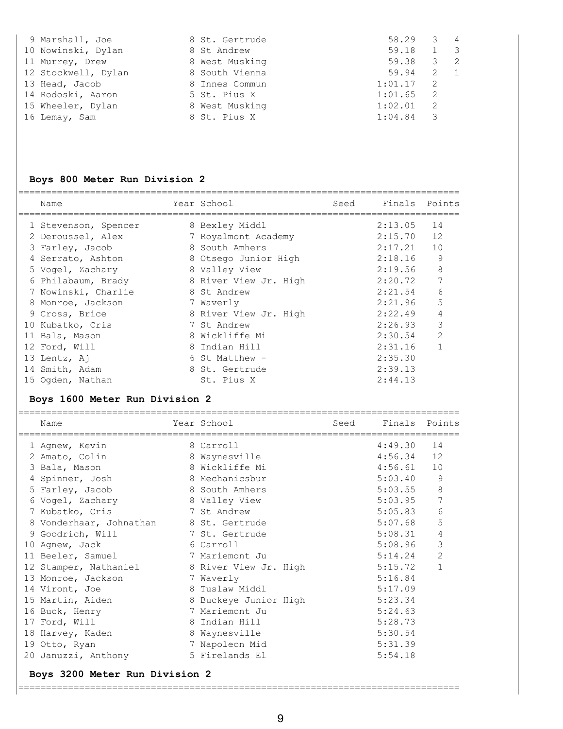| | Name | Year | School | Finals | Heat | Points |
|---|---|---|---|---|---|---|
| 9 | Marshall, Joe | 8 | St. Gertrude | 58.29 | 3 | 4 |
| 10 | Nowinski, Dylan | 8 | St Andrew | 59.18 | 1 | 3 |
| 11 | Murrey, Drew | 8 | West Musking | 59.38 | 3 | 2 |
| 12 | Stockwell, Dylan | 8 | South Vienna | 59.94 | 2 | 1 |
| 13 | Head, Jacob | 8 | Innes Commun | 1:01.17 | 2 | |
| 14 | Rodoski, Aaron | 5 | St. Pius X | 1:01.65 | 2 | |
| 15 | Wheeler, Dylan | 8 | West Musking | 1:02.01 | 2 | |
| 16 | Lemay, Sam | 8 | St. Pius X | 1:04.84 | 3 | |

### Boys 800 Meter Run Division 2

| | Name | Year | School | Seed | Finals | Points |
|---|---|---|---|---|---|---|
| 1 | Stevenson, Spencer | 8 | Bexley Middl | | 2:13.05 | 14 |
| 2 | Deroussel, Alex | 7 | Royalmont Academy | | 2:15.70 | 12 |
| 3 | Farley, Jacob | 8 | South Amhers | | 2:17.21 | 10 |
| 4 | Serrato, Ashton | 8 | Otsego Junior High | | 2:18.16 | 9 |
| 5 | Vogel, Zachary | 8 | Valley View | | 2:19.56 | 8 |
| 6 | Philabaum, Brady | 8 | River View Jr. High | | 2:20.72 | 7 |
| 7 | Nowinski, Charlie | 8 | St Andrew | | 2:21.54 | 6 |
| 8 | Monroe, Jackson | 7 | Waverly | | 2:21.96 | 5 |
| 9 | Cross, Brice | 8 | River View Jr. High | | 2:22.49 | 4 |
| 10 | Kubatko, Cris | 7 | St Andrew | | 2:26.93 | 3 |
| 11 | Bala, Mason | 8 | Wickliffe Mi | | 2:30.54 | 2 |
| 12 | Ford, Will | 8 | Indian Hill | | 2:31.16 | 1 |
| 13 | Lentz, Aj | 6 | St Matthew - | | 2:35.30 | |
| 14 | Smith, Adam | 8 | St. Gertrude | | 2:39.13 | |
| 15 | Ogden, Nathan | | St. Pius X | | 2:44.13 | |

### Boys 1600 Meter Run Division 2

| | Name | Year | School | Seed | Finals | Points |
|---|---|---|---|---|---|---|
| 1 | Agnew, Kevin | 8 | Carroll | | 4:49.30 | 14 |
| 2 | Amato, Colin | 8 | Waynesville | | 4:56.34 | 12 |
| 3 | Bala, Mason | 8 | Wickliffe Mi | | 4:56.61 | 10 |
| 4 | Spinner, Josh | 8 | Mechanicsbur | | 5:03.40 | 9 |
| 5 | Farley, Jacob | 8 | South Amhers | | 5:03.55 | 8 |
| 6 | Vogel, Zachary | 8 | Valley View | | 5:03.95 | 7 |
| 7 | Kubatko, Cris | 7 | St Andrew | | 5:05.83 | 6 |
| 8 | Vonderhaar, Johnathan | 8 | St. Gertrude | | 5:07.68 | 5 |
| 9 | Goodrich, Will | 7 | St. Gertrude | | 5:08.31 | 4 |
| 10 | Agnew, Jack | 6 | Carroll | | 5:08.96 | 3 |
| 11 | Beeler, Samuel | 7 | Mariemont Ju | | 5:14.24 | 2 |
| 12 | Stamper, Nathaniel | 8 | River View Jr. High | | 5:15.72 | 1 |
| 13 | Monroe, Jackson | 7 | Waverly | | 5:16.84 | |
| 14 | Viront, Joe | 8 | Tuslaw Middl | | 5:17.09 | |
| 15 | Martin, Aiden | 8 | Buckeye Junior High | | 5:23.34 | |
| 16 | Buck, Henry | 7 | Mariemont Ju | | 5:24.63 | |
| 17 | Ford, Will | 8 | Indian Hill | | 5:28.73 | |
| 18 | Harvey, Kaden | 8 | Waynesville | | 5:30.54 | |
| 19 | Otto, Ryan | 7 | Napoleon Mid | | 5:31.39 | |
| 20 | Januzzi, Anthony | 5 | Firelands El | | 5:54.18 | |

### Boys 3200 Meter Run Division 2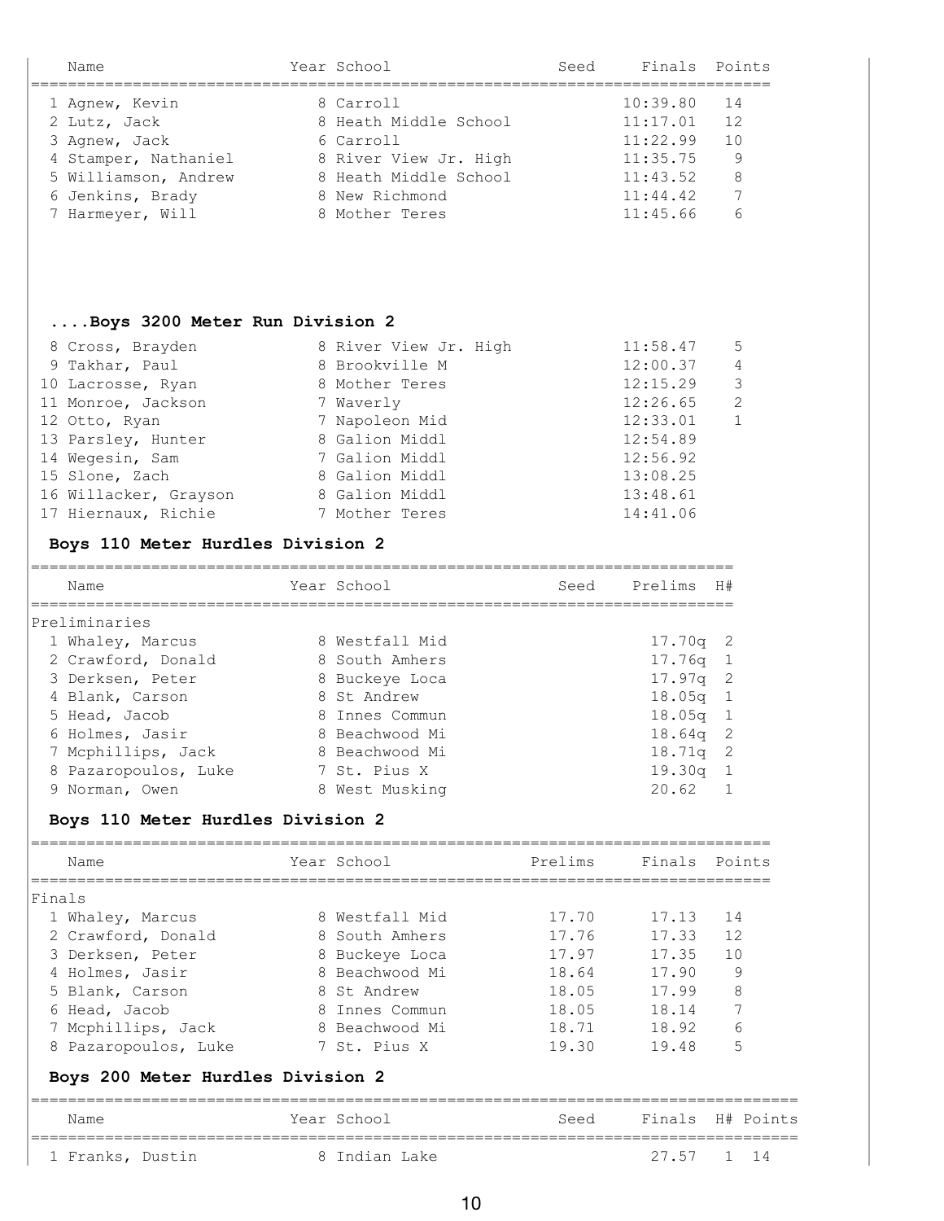| | Name | Year | School | Seed | Finals | Points |
|---|---|---|---|---|---|---|
| 1 | Agnew, Kevin | 8 | Carroll | | 10:39.80 | 14 |
| 2 | Lutz, Jack | 8 | Heath Middle School | | 11:17.01 | 12 |
| 3 | Agnew, Jack | 6 | Carroll | | 11:22.99 | 10 |
| 4 | Stamper, Nathaniel | 8 | River View Jr. High | | 11:35.75 | 9 |
| 5 | Williamson, Andrew | 8 | Heath Middle School | | 11:43.52 | 8 |
| 6 | Jenkins, Brady | 8 | New Richmond | | 11:44.42 | 7 |
| 7 | Harmeyer, Will | 8 | Mother Teres | | 11:45.66 | 6 |

### ....Boys 3200 Meter Run Division 2

| | Name | Year | School | Seed | Finals | Points |
|---|---|---|---|---|---|---|
| 8 | Cross, Brayden | 8 | River View Jr. High | | 11:58.47 | 5 |
| 9 | Takhar, Paul | 8 | Brookville M | | 12:00.37 | 4 |
| 10 | Lacrosse, Ryan | 8 | Mother Teres | | 12:15.29 | 3 |
| 11 | Monroe, Jackson | 7 | Waverly | | 12:26.65 | 2 |
| 12 | Otto, Ryan | 7 | Napoleon Mid | | 12:33.01 | 1 |
| 13 | Parsley, Hunter | 8 | Galion Middl | | 12:54.89 | |
| 14 | Wegesin, Sam | 7 | Galion Middl | | 12:56.92 | |
| 15 | Slone, Zach | 8 | Galion Middl | | 13:08.25 | |
| 16 | Willacker, Grayson | 8 | Galion Middl | | 13:48.61 | |
| 17 | Hiernaux, Richie | 7 | Mother Teres | | 14:41.06 | |

### Boys 110 Meter Hurdles Division 2

Preliminaries

| | Name | Year | School | Seed | Prelims | H# |
|---|---|---|---|---|---|---|
| 1 | Whaley, Marcus | 8 | Westfall Mid | | 17.70q | 2 |
| 2 | Crawford, Donald | 8 | South Amhers | | 17.76q | 1 |
| 3 | Derksen, Peter | 8 | Buckeye Loca | | 17.97q | 2 |
| 4 | Blank, Carson | 8 | St Andrew | | 18.05q | 1 |
| 5 | Head, Jacob | 8 | Innes Commun | | 18.05q | 1 |
| 6 | Holmes, Jasir | 8 | Beachwood Mi | | 18.64q | 2 |
| 7 | Mcphillips, Jack | 8 | Beachwood Mi | | 18.71q | 2 |
| 8 | Pazaropoulos, Luke | 7 | St. Pius X | | 19.30q | 1 |
| 9 | Norman, Owen | 8 | West Musking | | 20.62 | 1 |

### Boys 110 Meter Hurdles Division 2

Finals

| | Name | Year | School | Prelims | Finals | Points |
|---|---|---|---|---|---|---|
| 1 | Whaley, Marcus | 8 | Westfall Mid | 17.70 | 17.13 | 14 |
| 2 | Crawford, Donald | 8 | South Amhers | 17.76 | 17.33 | 12 |
| 3 | Derksen, Peter | 8 | Buckeye Loca | 17.97 | 17.35 | 10 |
| 4 | Holmes, Jasir | 8 | Beachwood Mi | 18.64 | 17.90 | 9 |
| 5 | Blank, Carson | 8 | St Andrew | 18.05 | 17.99 | 8 |
| 6 | Head, Jacob | 8 | Innes Commun | 18.05 | 18.14 | 7 |
| 7 | Mcphillips, Jack | 8 | Beachwood Mi | 18.71 | 18.92 | 6 |
| 8 | Pazaropoulos, Luke | 7 | St. Pius X | 19.30 | 19.48 | 5 |

### Boys 200 Meter Hurdles Division 2

| | Name | Year | School | Seed | Finals | H# | Points |
|---|---|---|---|---|---|---|---|
| 1 | Franks, Dustin | 8 | Indian Lake | | 27.57 | 1 | 14 |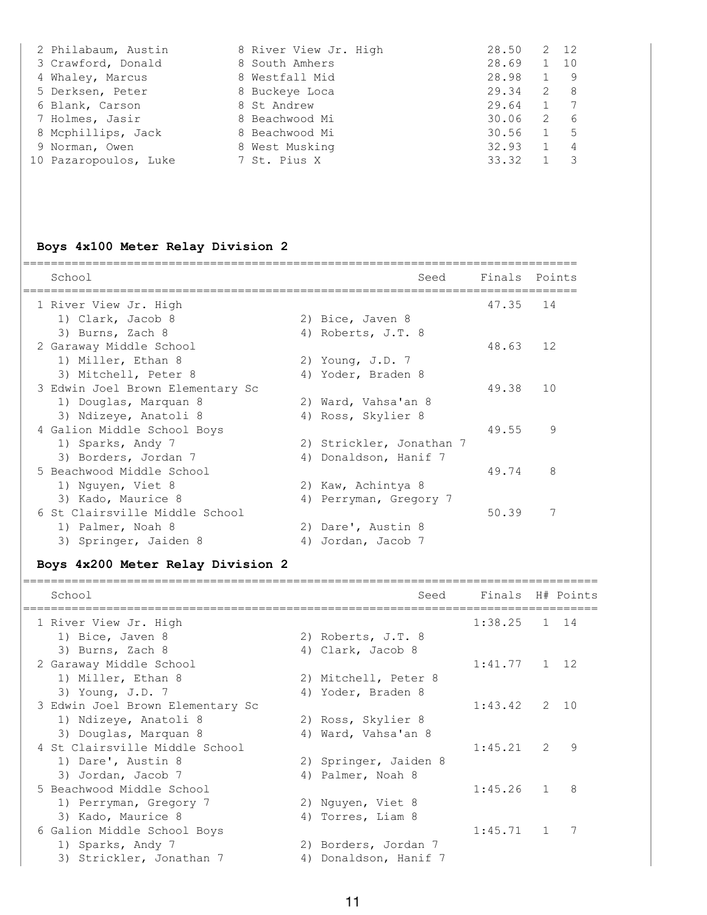| Place | Name | Year | School | Finals | H# | Points |
|---|---|---|---|---|---|---|
| 2 | Philabaum, Austin | 8 | River View Jr. High | 28.50 | 2 | 12 |
| 3 | Crawford, Donald | 8 | South Amhers | 28.69 | 1 | 10 |
| 4 | Whaley, Marcus | 8 | Westfall Mid | 28.98 | 1 | 9 |
| 5 | Derksen, Peter | 8 | Buckeye Loca | 29.34 | 2 | 8 |
| 6 | Blank, Carson | 8 | St Andrew | 29.64 | 1 | 7 |
| 7 | Holmes, Jasir | 8 | Beachwood Mi | 30.06 | 2 | 6 |
| 8 | Mcphillips, Jack | 8 | Beachwood Mi | 30.56 | 1 | 5 |
| 9 | Norman, Owen | 8 | West Musking | 32.93 | 1 | 4 |
| 10 | Pazaropoulos, Luke | 7 | St. Pius X | 33.32 | 1 | 3 |

## Boys 4x100 Meter Relay Division 2

| Place | School | Seed | Finals | Points |
|---|---|---|---|---|
| 1 | River View Jr. High | | 47.35 | 14 |
| | 1) Clark, Jacob 8; 2) Bice, Javen 8; 3) Burns, Zach 8; 4) Roberts, J.T. 8 | | | |
| 2 | Garaway Middle School | | 48.63 | 12 |
| | 1) Miller, Ethan 8; 2) Young, J.D. 7; 3) Mitchell, Peter 8; 4) Yoder, Braden 8 | | | |
| 3 | Edwin Joel Brown Elementary Sc | | 49.38 | 10 |
| | 1) Douglas, Marquan 8; 2) Ward, Vahsa'an 8; 3) Ndizeye, Anatoli 8; 4) Ross, Skylier 8 | | | |
| 4 | Galion Middle School Boys | | 49.55 | 9 |
| | 1) Sparks, Andy 7; 2) Strickler, Jonathan 7; 3) Borders, Jordan 7; 4) Donaldson, Hanif 7 | | | |
| 5 | Beachwood Middle School | | 49.74 | 8 |
| | 1) Nguyen, Viet 8; 2) Kaw, Achintya 8; 3) Kado, Maurice 8; 4) Perryman, Gregory 7 | | | |
| 6 | St Clairsville Middle School | | 50.39 | 7 |
| | 1) Palmer, Noah 8; 2) Dare', Austin 8; 3) Springer, Jaiden 8; 4) Jordan, Jacob 7 | | | |

## Boys 4x200 Meter Relay Division 2

| Place | School | Seed | Finals | H# | Points |
|---|---|---|---|---|---|
| 1 | River View Jr. High | | 1:38.25 | 1 | 14 |
| | 1) Bice, Javen 8; 2) Roberts, J.T. 8; 3) Burns, Zach 8; 4) Clark, Jacob 8 | | | | |
| 2 | Garaway Middle School | | 1:41.77 | 1 | 12 |
| | 1) Miller, Ethan 8; 2) Mitchell, Peter 8; 3) Young, J.D. 7; 4) Yoder, Braden 8 | | | | |
| 3 | Edwin Joel Brown Elementary Sc | | 1:43.42 | 2 | 10 |
| | 1) Ndizeye, Anatoli 8; 2) Ross, Skylier 8; 3) Douglas, Marquan 8; 4) Ward, Vahsa'an 8 | | | | |
| 4 | St Clairsville Middle School | | 1:45.21 | 2 | 9 |
| | 1) Dare', Austin 8; 2) Springer, Jaiden 8; 3) Jordan, Jacob 7; 4) Palmer, Noah 8 | | | | |
| 5 | Beachwood Middle School | | 1:45.26 | 1 | 8 |
| | 1) Perryman, Gregory 7; 2) Nguyen, Viet 8; 3) Kado, Maurice 8; 4) Torres, Liam 8 | | | | |
| 6 | Galion Middle School Boys | | 1:45.71 | 1 | 7 |
| | 1) Sparks, Andy 7; 2) Borders, Jordan 7; 3) Strickler, Jonathan 7; 4) Donaldson, Hanif 7 | | | | |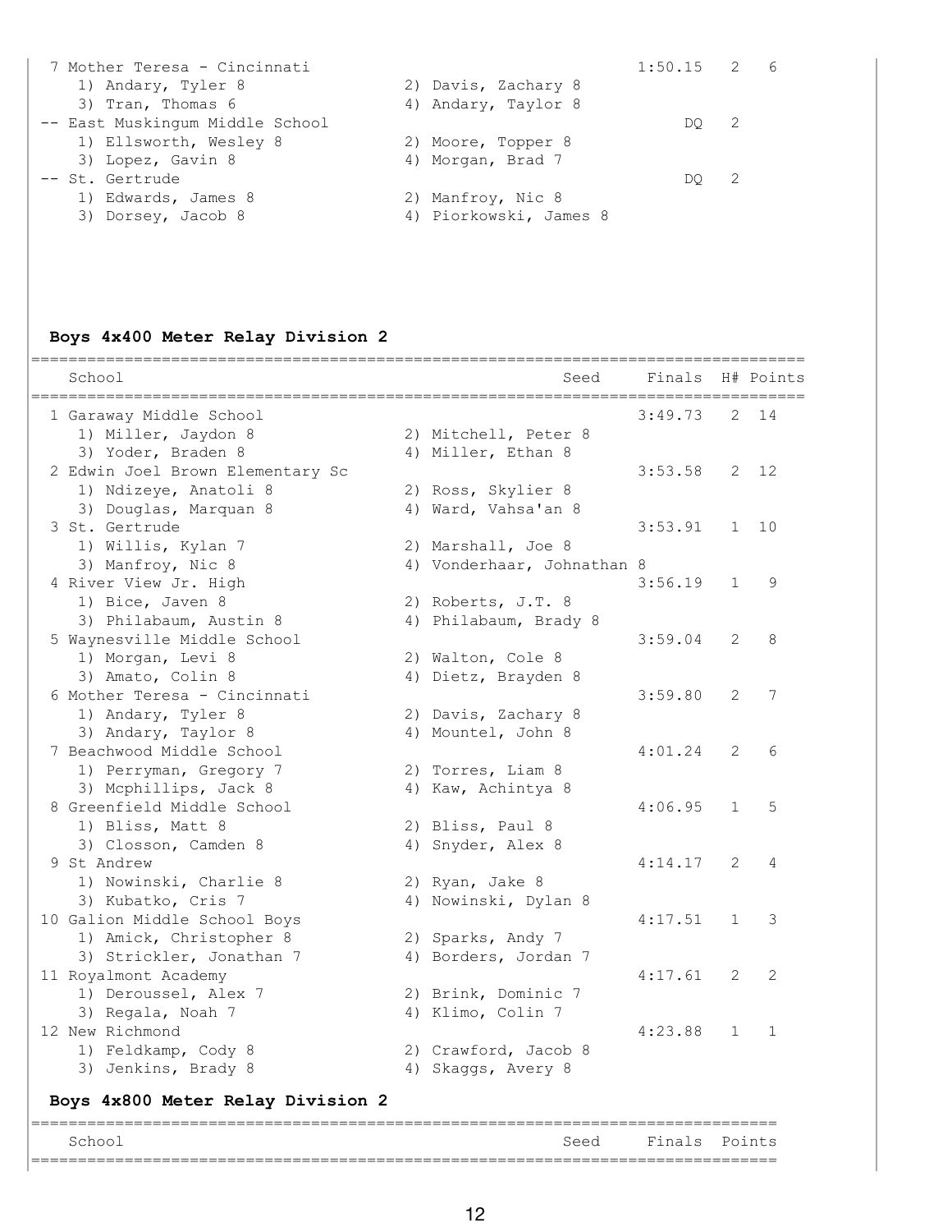| Place | School | Seed | Finals | H# | Points |
|---|---|---|---|---|---|
| 7 | Mother Teresa - Cincinnati | | 1:50.15 | 2 | 6 |
| | 1) Andary, Tyler 8; 2) Davis, Zachary 8; 3) Tran, Thomas 6; 4) Andary, Taylor 8 | | | | |
| -- | East Muskingum Middle School | | DQ | 2 | |
| | 1) Ellsworth, Wesley 8; 2) Moore, Topper 8; 3) Lopez, Gavin 8; 4) Morgan, Brad 7 | | | | |
| -- | St. Gertrude | | DQ | 2 | |
| | 1) Edwards, James 8; 2) Manfroy, Nic 8; 3) Dorsey, Jacob 8; 4) Piorkowski, James 8 | | | | |

## Boys 4x400 Meter Relay Division 2

| Place | School | Seed | Finals | H# | Points |
|---|---|---|---|---|---|
| 1 | Garaway Middle School | | 3:49.73 | 2 | 14 |
| | 1) Miller, Jaydon 8; 2) Mitchell, Peter 8; 3) Yoder, Braden 8; 4) Miller, Ethan 8 | | | | |
| 2 | Edwin Joel Brown Elementary Sc | | 3:53.58 | 2 | 12 |
| | 1) Ndizeye, Anatoli 8; 2) Ross, Skylier 8; 3) Douglas, Marquan 8; 4) Ward, Vahsa'an 8 | | | | |
| 3 | St. Gertrude | | 3:53.91 | 1 | 10 |
| | 1) Willis, Kylan 7; 2) Marshall, Joe 8; 3) Manfroy, Nic 8; 4) Vonderhaar, Johnathan 8 | | | | |
| 4 | River View Jr. High | | 3:56.19 | 1 | 9 |
| | 1) Bice, Javen 8; 2) Roberts, J.T. 8; 3) Philabaum, Austin 8; 4) Philabaum, Brady 8 | | | | |
| 5 | Waynesville Middle School | | 3:59.04 | 2 | 8 |
| | 1) Morgan, Levi 8; 2) Walton, Cole 8; 3) Amato, Colin 8; 4) Dietz, Brayden 8 | | | | |
| 6 | Mother Teresa - Cincinnati | | 3:59.80 | 2 | 7 |
| | 1) Andary, Tyler 8; 2) Davis, Zachary 8; 3) Andary, Taylor 8; 4) Mountel, John 8 | | | | |
| 7 | Beachwood Middle School | | 4:01.24 | 2 | 6 |
| | 1) Perryman, Gregory 7; 2) Torres, Liam 8; 3) Mcphillips, Jack 8; 4) Kaw, Achintya 8 | | | | |
| 8 | Greenfield Middle School | | 4:06.95 | 1 | 5 |
| | 1) Bliss, Matt 8; 2) Bliss, Paul 8; 3) Closson, Camden 8; 4) Snyder, Alex 8 | | | | |
| 9 | St Andrew | | 4:14.17 | 2 | 4 |
| | 1) Nowinski, Charlie 8; 2) Ryan, Jake 8; 3) Kubatko, Cris 7; 4) Nowinski, Dylan 8 | | | | |
| 10 | Galion Middle School Boys | | 4:17.51 | 1 | 3 |
| | 1) Amick, Christopher 8; 2) Sparks, Andy 7; 3) Strickler, Jonathan 7; 4) Borders, Jordan 7 | | | | |
| 11 | Royalmont Academy | | 4:17.61 | 2 | 2 |
| | 1) Deroussel, Alex 7; 2) Brink, Dominic 7; 3) Regala, Noah 7; 4) Klimo, Colin 7 | | | | |
| 12 | New Richmond | | 4:23.88 | 1 | 1 |
| | 1) Feldkamp, Cody 8; 2) Crawford, Jacob 8; 3) Jenkins, Brady 8; 4) Skaggs, Avery 8 | | | | |

## Boys 4x800 Meter Relay Division 2

| School | Seed | Finals | Points |
|---|---|---|---|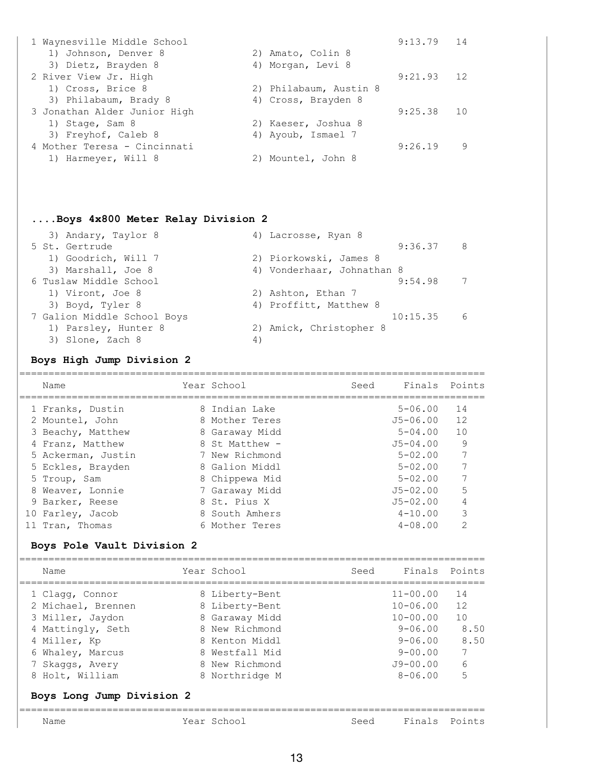| Place | School | Finals | Points |
|---|---|---|---|
| 1 | Waynesville Middle School | 9:13.79 | 14 |
| | 1) Johnson, Denver 8; 2) Amato, Colin 8; 3) Dietz, Brayden 8; 4) Morgan, Levi 8 | | |
| 2 | River View Jr. High | 9:21.93 | 12 |
| | 1) Cross, Brice 8; 2) Philabaum, Austin 8; 3) Philabaum, Brady 8; 4) Cross, Brayden 8 | | |
| 3 | Jonathan Alder Junior High | 9:25.38 | 10 |
| | 1) Stage, Sam 8; 2) Kaeser, Joshua 8; 3) Freyhof, Caleb 8; 4) Ayoub, Ismael 7 | | |
| 4 | Mother Teresa - Cincinnati | 9:26.19 | 9 |
| | 1) Harmeyer, Will 8; 2) Mountel, John 8 | | |

### ....Boys 4x800 Meter Relay Division 2

| Place | School | Finals | Points |
|---|---|---|---|
| | 3) Andary, Taylor 8; 4) Lacrosse, Ryan 8 | | |
| 5 | St. Gertrude | 9:36.37 | 8 |
| | 1) Goodrich, Will 7; 2) Piorkowski, James 8; 3) Marshall, Joe 8; 4) Vonderhaar, Johnathan 8 | | |
| 6 | Tuslaw Middle School | 9:54.98 | 7 |
| | 1) Viront, Joe 8; 2) Ashton, Ethan 7; 3) Boyd, Tyler 8; 4) Proffitt, Matthew 8 | | |
| 7 | Galion Middle School Boys | 10:15.35 | 6 |
| | 1) Parsley, Hunter 8; 2) Amick, Christopher 8; 3) Slone, Zach 8; 4) | | |

### Boys High Jump Division 2

| | Name | Year | School | Seed | Finals | Points |
|---|---|---|---|---|---|---|
| 1 | Franks, Dustin | 8 | Indian Lake | | 5-06.00 | 14 |
| 2 | Mountel, John | 8 | Mother Teres | | J5-06.00 | 12 |
| 3 | Beachy, Matthew | 8 | Garaway Midd | | 5-04.00 | 10 |
| 4 | Franz, Matthew | 8 | St Matthew - | | J5-04.00 | 9 |
| 5 | Ackerman, Justin | 7 | New Richmond | | 5-02.00 | 7 |
| 5 | Eckles, Brayden | 8 | Galion Middl | | 5-02.00 | 7 |
| 5 | Troup, Sam | 8 | Chippewa Mid | | 5-02.00 | 7 |
| 8 | Weaver, Lonnie | 7 | Garaway Midd | | J5-02.00 | 5 |
| 9 | Barker, Reese | 8 | St. Pius X | | J5-02.00 | 4 |
| 10 | Farley, Jacob | 8 | South Amhers | | 4-10.00 | 3 |
| 11 | Tran, Thomas | 6 | Mother Teres | | 4-08.00 | 2 |

### Boys Pole Vault Division 2

| | Name | Year | School | Seed | Finals | Points |
|---|---|---|---|---|---|---|
| 1 | Clagg, Connor | 8 | Liberty-Bent | | 11-00.00 | 14 |
| 2 | Michael, Brennen | 8 | Liberty-Bent | | 10-06.00 | 12 |
| 3 | Miller, Jaydon | 8 | Garaway Midd | | 10-00.00 | 10 |
| 4 | Mattingly, Seth | 8 | New Richmond | | 9-06.00 | 8.50 |
| 4 | Miller, Kp | 8 | Kenton Middl | | 9-06.00 | 8.50 |
| 6 | Whaley, Marcus | 8 | Westfall Mid | | 9-00.00 | 7 |
| 7 | Skaggs, Avery | 8 | New Richmond | | J9-00.00 | 6 |
| 8 | Holt, William | 8 | Northridge M | | 8-06.00 | 5 |

### Boys Long Jump Division 2

| | Name | Year | School | Seed | Finals | Points |
|---|---|---|---|---|---|---|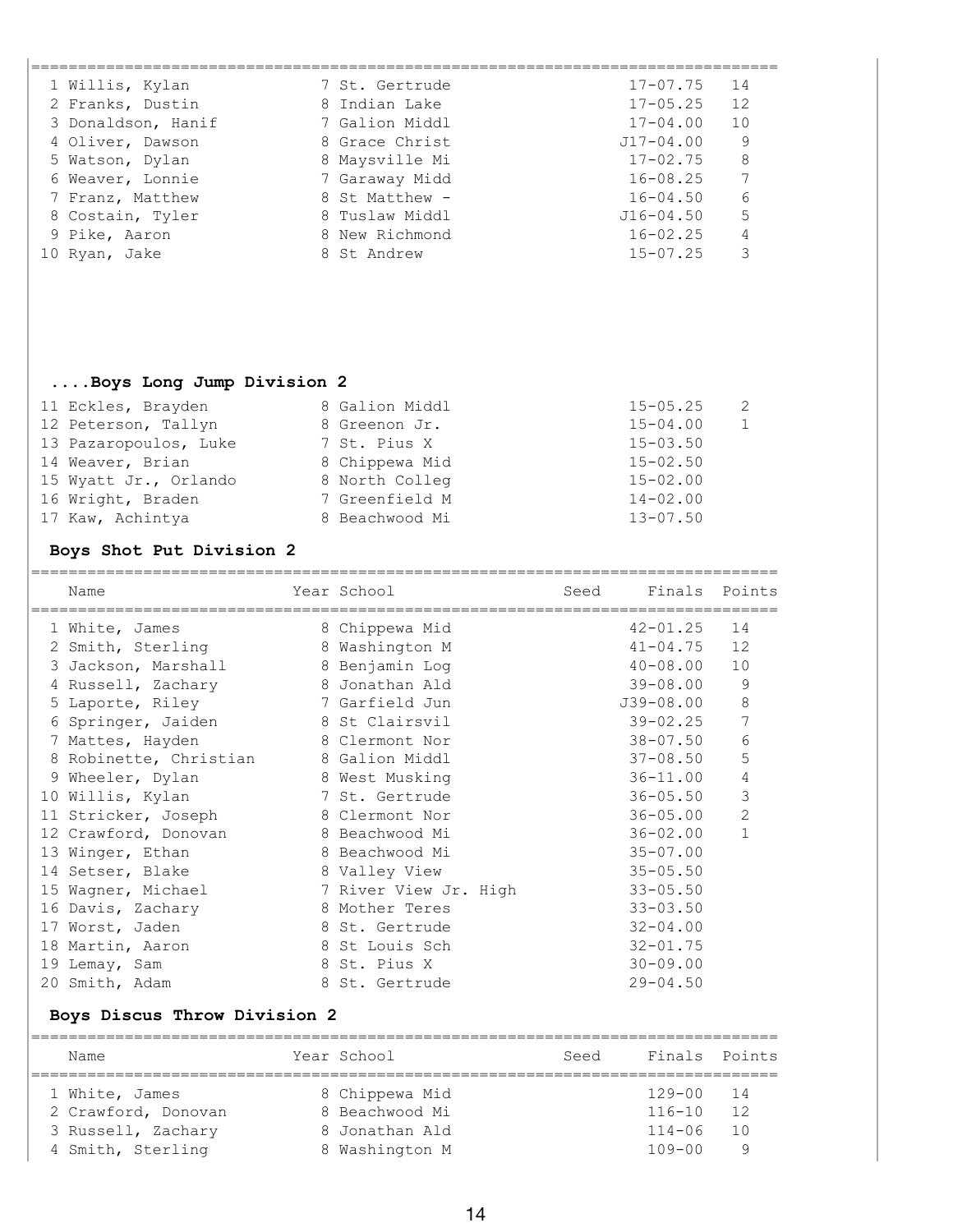| Place | Name | Year | School | Seed | Finals | Points |
|---|---|---|---|---|---|---|
| 1 | Willis, Kylan | 7 | St. Gertrude | | 17-07.75 | 14 |
| 2 | Franks, Dustin | 8 | Indian Lake | | 17-05.25 | 12 |
| 3 | Donaldson, Hanif | 7 | Galion Middl | | 17-04.00 | 10 |
| 4 | Oliver, Dawson | 8 | Grace Christ | | J17-04.00 | 9 |
| 5 | Watson, Dylan | 8 | Maysville Mi | | 17-02.75 | 8 |
| 6 | Weaver, Lonnie | 7 | Garaway Midd | | 16-08.25 | 7 |
| 7 | Franz, Matthew | 8 | St Matthew - | | 16-04.50 | 6 |
| 8 | Costain, Tyler | 8 | Tuslaw Middl | | J16-04.50 | 5 |
| 9 | Pike, Aaron | 8 | New Richmond | | 16-02.25 | 4 |
| 10 | Ryan, Jake | 8 | St Andrew | | 15-07.25 | 3 |

### ....Boys Long Jump Division 2

| Place | Name | Year | School | Seed | Finals | Points |
|---|---|---|---|---|---|---|
| 11 | Eckles, Brayden | 8 | Galion Middl | | 15-05.25 | 2 |
| 12 | Peterson, Tallyn | 8 | Greenon Jr. | | 15-04.00 | 1 |
| 13 | Pazaropoulos, Luke | 7 | St. Pius X | | 15-03.50 | |
| 14 | Weaver, Brian | 8 | Chippewa Mid | | 15-02.50 | |
| 15 | Wyatt Jr., Orlando | 8 | North Colleg | | 15-02.00 | |
| 16 | Wright, Braden | 7 | Greenfield M | | 14-02.00 | |
| 17 | Kaw, Achintya | 8 | Beachwood Mi | | 13-07.50 | |

### Boys Shot Put Division 2

| Place | Name | Year | School | Seed | Finals | Points |
|---|---|---|---|---|---|---|
| 1 | White, James | 8 | Chippewa Mid | | 42-01.25 | 14 |
| 2 | Smith, Sterling | 8 | Washington M | | 41-04.75 | 12 |
| 3 | Jackson, Marshall | 8 | Benjamin Log | | 40-08.00 | 10 |
| 4 | Russell, Zachary | 8 | Jonathan Ald | | 39-08.00 | 9 |
| 5 | Laporte, Riley | 7 | Garfield Jun | | J39-08.00 | 8 |
| 6 | Springer, Jaiden | 8 | St Clairsvil | | 39-02.25 | 7 |
| 7 | Mattes, Hayden | 8 | Clermont Nor | | 38-07.50 | 6 |
| 8 | Robinette, Christian | 8 | Galion Middl | | 37-08.50 | 5 |
| 9 | Wheeler, Dylan | 8 | West Musking | | 36-11.00 | 4 |
| 10 | Willis, Kylan | 7 | St. Gertrude | | 36-05.50 | 3 |
| 11 | Stricker, Joseph | 8 | Clermont Nor | | 36-05.00 | 2 |
| 12 | Crawford, Donovan | 8 | Beachwood Mi | | 36-02.00 | 1 |
| 13 | Winger, Ethan | 8 | Beachwood Mi | | 35-07.00 | |
| 14 | Setser, Blake | 8 | Valley View | | 35-05.50 | |
| 15 | Wagner, Michael | 7 | River View Jr. High | | 33-05.50 | |
| 16 | Davis, Zachary | 8 | Mother Teres | | 33-03.50 | |
| 17 | Worst, Jaden | 8 | St. Gertrude | | 32-04.00 | |
| 18 | Martin, Aaron | 8 | St Louis Sch | | 32-01.75 | |
| 19 | Lemay, Sam | 8 | St. Pius X | | 30-09.00 | |
| 20 | Smith, Adam | 8 | St. Gertrude | | 29-04.50 | |

### Boys Discus Throw Division 2

| Place | Name | Year | School | Seed | Finals | Points |
|---|---|---|---|---|---|---|
| 1 | White, James | 8 | Chippewa Mid | | 129-00 | 14 |
| 2 | Crawford, Donovan | 8 | Beachwood Mi | | 116-10 | 12 |
| 3 | Russell, Zachary | 8 | Jonathan Ald | | 114-06 | 10 |
| 4 | Smith, Sterling | 8 | Washington M | | 109-00 | 9 |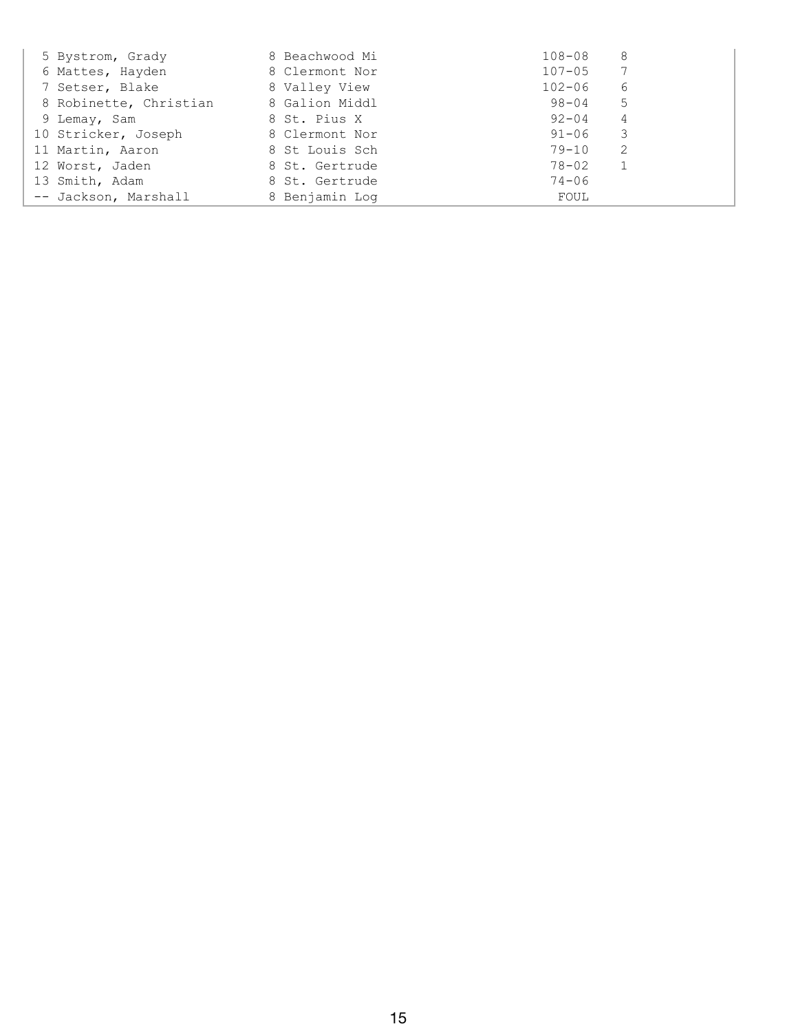| | | | | | |
|---|---|---|---|---|---|
| 5 | Bystrom, Grady | 8 | Beachwood Mi | 108-08 | 8 |
| 6 | Mattes, Hayden | 8 | Clermont Nor | 107-05 | 7 |
| 7 | Setser, Blake | 8 | Valley View | 102-06 | 6 |
| 8 | Robinette, Christian | 8 | Galion Middl | 98-04 | 5 |
| 9 | Lemay, Sam | 8 | St. Pius X | 92-04 | 4 |
| 10 | Stricker, Joseph | 8 | Clermont Nor | 91-06 | 3 |
| 11 | Martin, Aaron | 8 | St Louis Sch | 79-10 | 2 |
| 12 | Worst, Jaden | 8 | St. Gertrude | 78-02 | 1 |
| 13 | Smith, Adam | 8 | St. Gertrude | 74-06 | |
| -- | Jackson, Marshall | 8 | Benjamin Log | FOUL | |